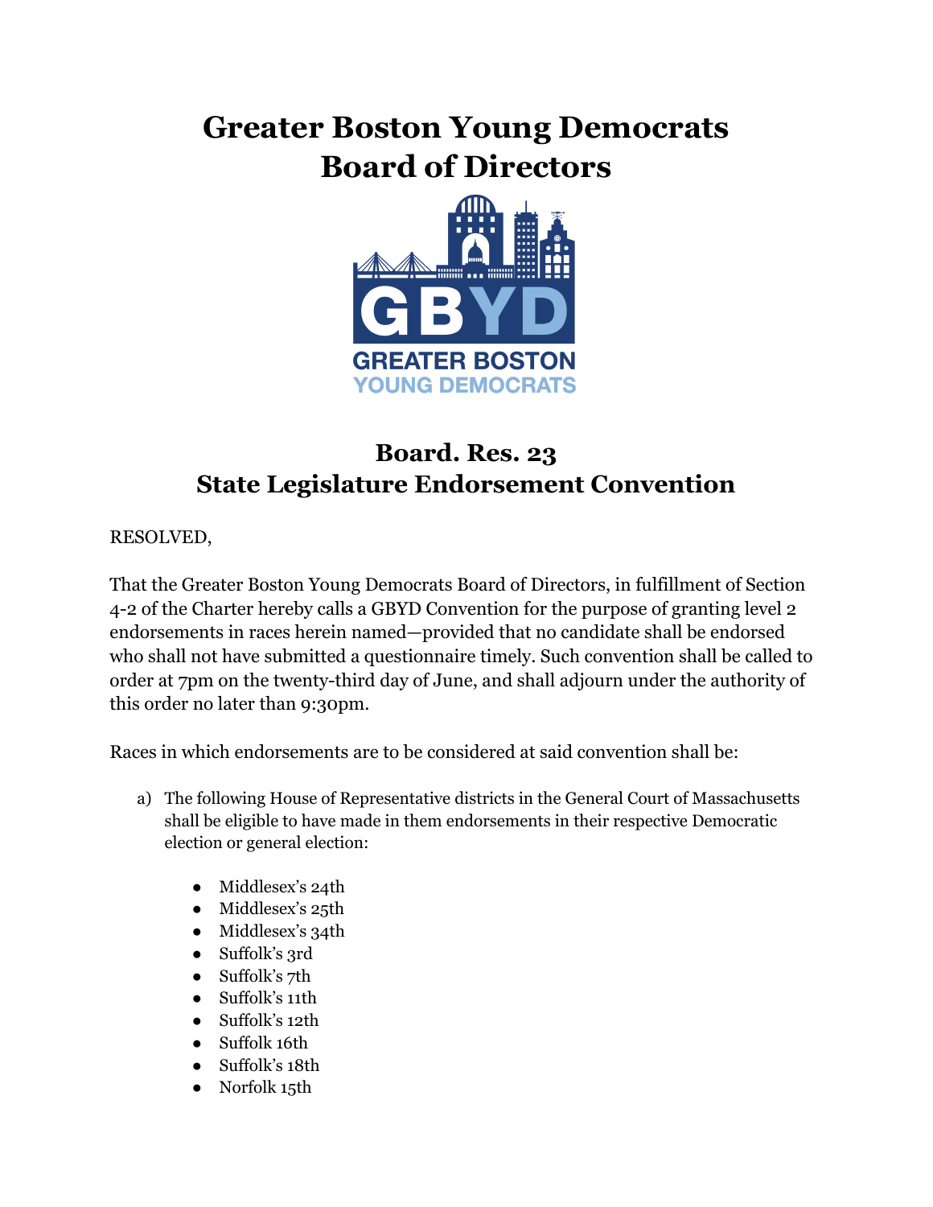# Greater Boston Young Democrats Board of Directors

## Board. Res. 23
## State Legislature Endorsement Convention

RESOLVED,

That the Greater Boston Young Democrats Board of Directors, in fulfillment of Section 4-2 of the Charter hereby calls a GBYD Convention for the purpose of granting level 2 endorsements in races herein named—provided that no candidate shall be endorsed who shall not have submitted a questionnaire timely. Such convention shall be called to order at 7pm on the twenty-third day of June, and shall adjourn under the authority of this order no later than 9:30pm.

Races in which endorsements are to be considered at said convention shall be:

a) The following House of Representative districts in the General Court of Massachusetts shall be eligible to have made in them endorsements in their respective Democratic election or general election:

- Middlesex's 24th
- Middlesex's 25th
- Middlesex's 34th
- Suffolk's 3rd
- Suffolk's 7th
- Suffolk's 11th
- Suffolk's 12th
- Suffolk 16th
- Suffolk's 18th
- Norfolk 15th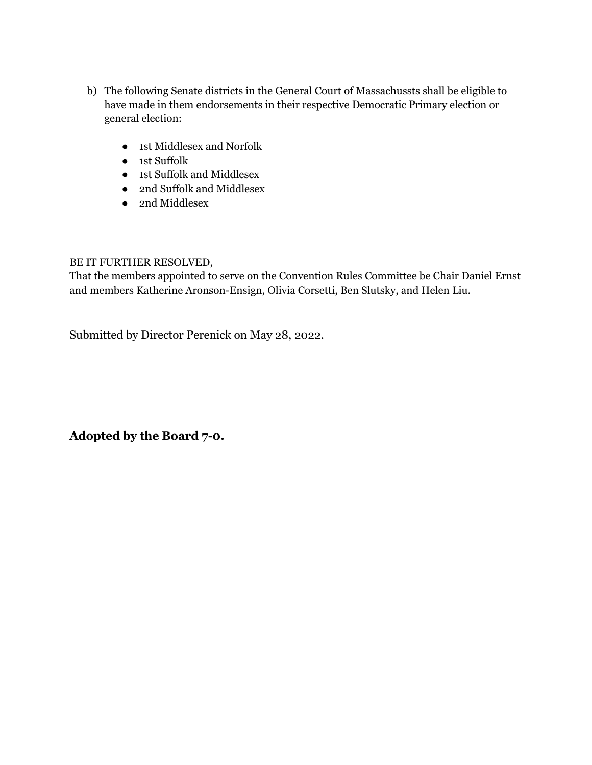b) The following Senate districts in the General Court of Massachussts shall be eligible to have made in them endorsements in their respective Democratic Primary election or general election:

- 1st Middlesex and Norfolk
- 1st Suffolk
- 1st Suffolk and Middlesex
- 2nd Suffolk and Middlesex
- 2nd Middlesex

BE IT FURTHER RESOLVED,
That the members appointed to serve on the Convention Rules Committee be Chair Daniel Ernst and members Katherine Aronson-Ensign, Olivia Corsetti, Ben Slutsky, and Helen Liu.

Submitted by Director Perenick on May 28, 2022.

**Adopted by the Board 7-0.**